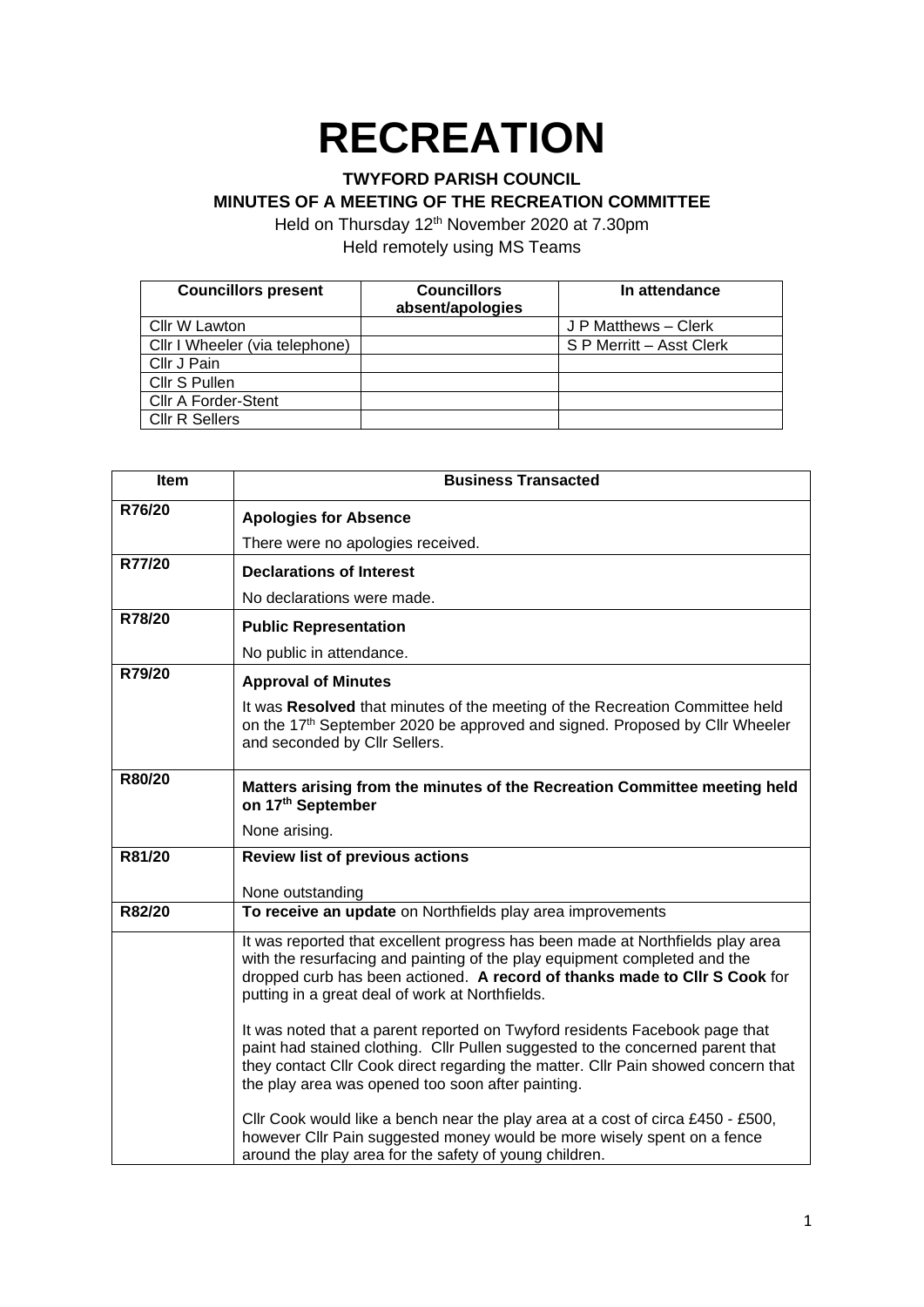# RECREATION

**TWYFORD PARISH COUNCIL**

**MINUTES OF A MEETING OF THE RECREATION COMMITTEE**

Held on Thursday 12th November 2020 at 7.30pm

Held remotely using MS Teams

| Councillors present | Councillors absent/apologies | In attendance |
|---|---|---|
| Cllr W Lawton | | J P Matthews – Clerk |
| Cllr I Wheeler (via telephone) | | S P Merritt – Asst Clerk |
| Cllr J Pain | | |
| Cllr S Pullen | | |
| Cllr A Forder-Stent | | |
| Cllr R Sellers | | |

| Item | Business Transacted |
|---|---|
| R76/20 | **Apologies for Absence**<br>There were no apologies received. |
| R77/20 | **Declarations of Interest**<br>No declarations were made. |
| R78/20 | **Public Representation**<br>No public in attendance. |
| R79/20 | **Approval of Minutes**<br>It was **Resolved** that minutes of the meeting of the Recreation Committee held on the 17th September 2020 be approved and signed. Proposed by Cllr Wheeler and seconded by Cllr Sellers. |
| R80/20 | **Matters arising from the minutes of the Recreation Committee meeting held on 17th September**<br>None arising. |
| R81/20 | **Review list of previous actions**<br>None outstanding |
| R82/20 | **To receive an update** on Northfields play area improvements |
| | It was reported that excellent progress has been made at Northfields play area with the resurfacing and painting of the play equipment completed and the dropped curb has been actioned. **A record of thanks made to Cllr S Cook** for putting in a great deal of work at Northfields.<br><br>It was noted that a parent reported on Twyford residents Facebook page that paint had stained clothing. Cllr Pullen suggested to the concerned parent that they contact Cllr Cook direct regarding the matter. Cllr Pain showed concern that the play area was opened too soon after painting.<br><br>Cllr Cook would like a bench near the play area at a cost of circa £450 - £500, however Cllr Pain suggested money would be more wisely spent on a fence around the play area for the safety of young children. |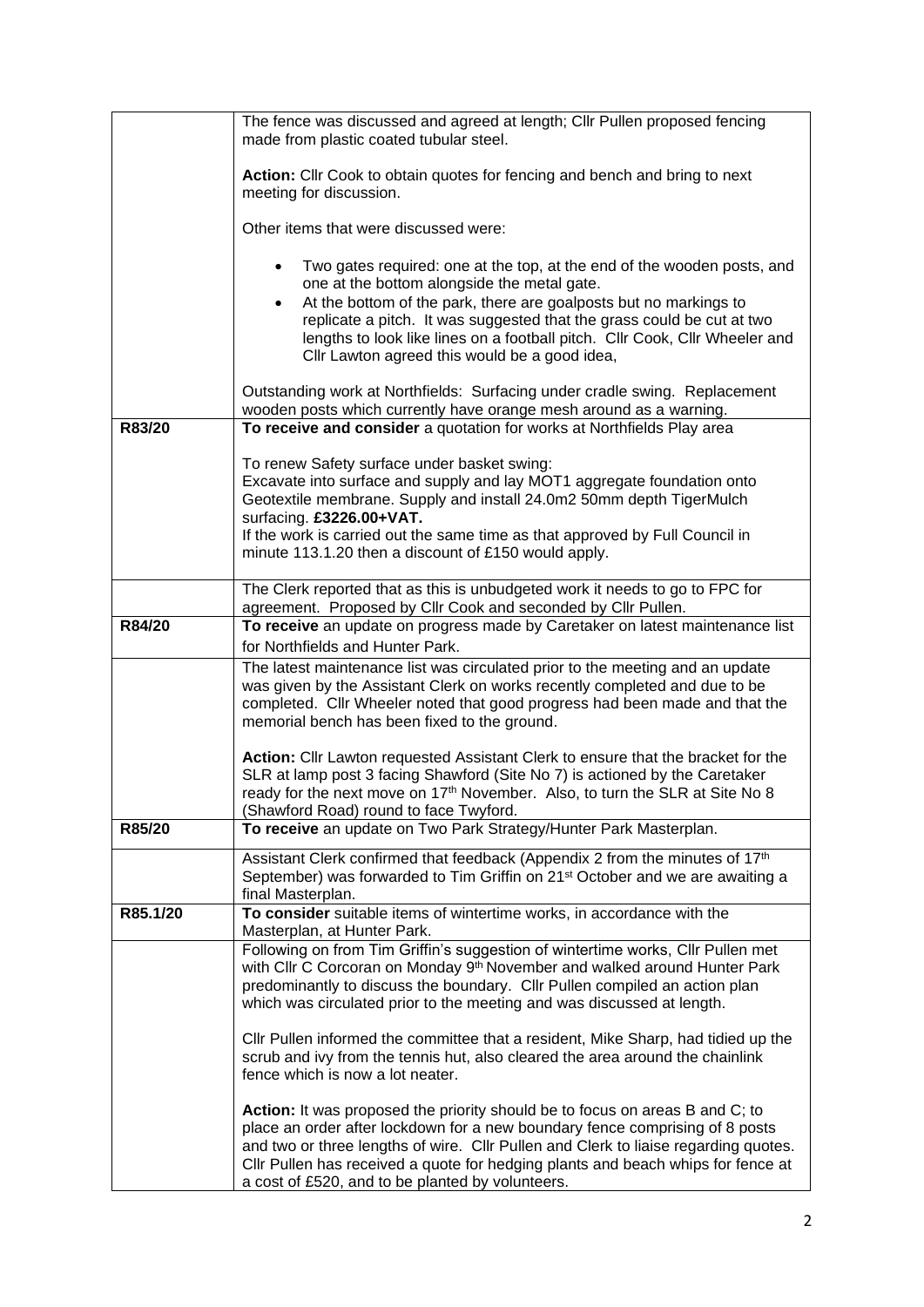| | |
|---|---|
| | The fence was discussed and agreed at length; Cllr Pullen proposed fencing made from plastic coated tubular steel.<br><br>**Action:** Cllr Cook to obtain quotes for fencing and bench and bring to next meeting for discussion.<br><br>Other items that were discussed were:<br><br>• Two gates required: one at the top, at the end of the wooden posts, and one at the bottom alongside the metal gate.<br>• At the bottom of the park, there are goalposts but no markings to replicate a pitch. It was suggested that the grass could be cut at two lengths to look like lines on a football pitch. Cllr Cook, Cllr Wheeler and Cllr Lawton agreed this would be a good idea,<br><br>Outstanding work at Northfields: Surfacing under cradle swing. Replacement wooden posts which currently have orange mesh around as a warning. |
| **R83/20** | **To receive and consider** a quotation for works at Northfields Play area<br><br>To renew Safety surface under basket swing:<br>Excavate into surface and supply and lay MOT1 aggregate foundation onto Geotextile membrane. Supply and install 24.0m2 50mm depth TigerMulch surfacing. **£3226.00+VAT.**<br>If the work is carried out the same time as that approved by Full Council in minute 113.1.20 then a discount of £150 would apply. |
| | The Clerk reported that as this is unbudgeted work it needs to go to FPC for agreement. Proposed by Cllr Cook and seconded by Cllr Pullen. |
| **R84/20** | **To receive** an update on progress made by Caretaker on latest maintenance list for Northfields and Hunter Park. |
| | The latest maintenance list was circulated prior to the meeting and an update was given by the Assistant Clerk on works recently completed and due to be completed. Cllr Wheeler noted that good progress had been made and that the memorial bench has been fixed to the ground.<br><br>**Action:** Cllr Lawton requested Assistant Clerk to ensure that the bracket for the SLR at lamp post 3 facing Shawford (Site No 7) is actioned by the Caretaker ready for the next move on 17th November. Also, to turn the SLR at Site No 8 (Shawford Road) round to face Twyford. |
| **R85/20** | **To receive** an update on Two Park Strategy/Hunter Park Masterplan. |
| | Assistant Clerk confirmed that feedback (Appendix 2 from the minutes of 17th September) was forwarded to Tim Griffin on 21st October and we are awaiting a final Masterplan. |
| **R85.1/20** | **To consider** suitable items of wintertime works, in accordance with the Masterplan, at Hunter Park. |
| | Following on from Tim Griffin's suggestion of wintertime works, Cllr Pullen met with Cllr C Corcoran on Monday 9th November and walked around Hunter Park predominantly to discuss the boundary. Cllr Pullen compiled an action plan which was circulated prior to the meeting and was discussed at length.<br><br>Cllr Pullen informed the committee that a resident, Mike Sharp, had tidied up the scrub and ivy from the tennis hut, also cleared the area around the chainlink fence which is now a lot neater.<br><br>**Action:** It was proposed the priority should be to focus on areas B and C; to place an order after lockdown for a new boundary fence comprising of 8 posts and two or three lengths of wire. Cllr Pullen and Clerk to liaise regarding quotes. Cllr Pullen has received a quote for hedging plants and beach whips for fence at a cost of £520, and to be planted by volunteers. |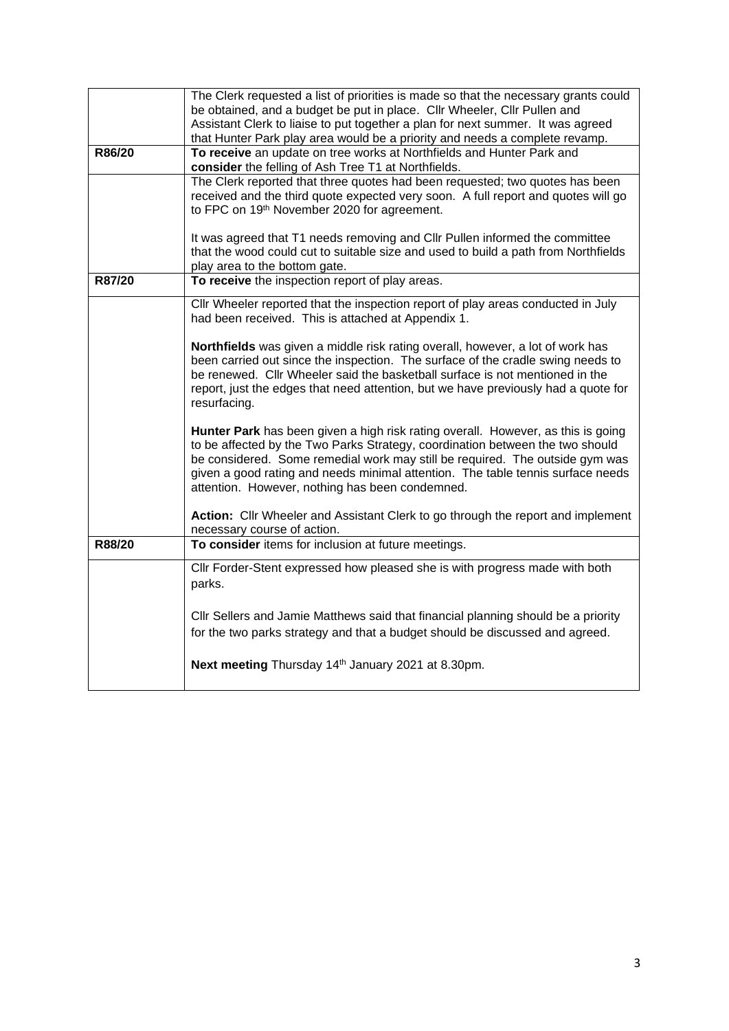| | |
|---|---|
| | The Clerk requested a list of priorities is made so that the necessary grants could be obtained, and a budget be put in place. Cllr Wheeler, Cllr Pullen and Assistant Clerk to liaise to put together a plan for next summer. It was agreed that Hunter Park play area would be a priority and needs a complete revamp. |
| **R86/20** | **To receive** an update on tree works at Northfields and Hunter Park and **consider** the felling of Ash Tree T1 at Northfields. |
| | The Clerk reported that three quotes had been requested; two quotes has been received and the third quote expected very soon. A full report and quotes will go to FPC on 19th November 2020 for agreement.<br><br>It was agreed that T1 needs removing and Cllr Pullen informed the committee that the wood could cut to suitable size and used to build a path from Northfields play area to the bottom gate. |
| **R87/20** | **To receive** the inspection report of play areas. |
| | Cllr Wheeler reported that the inspection report of play areas conducted in July had been received. This is attached at Appendix 1.<br><br>**Northfields** was given a middle risk rating overall, however, a lot of work has been carried out since the inspection. The surface of the cradle swing needs to be renewed. Cllr Wheeler said the basketball surface is not mentioned in the report, just the edges that need attention, but we have previously had a quote for resurfacing.<br><br>**Hunter Park** has been given a high risk rating overall. However, as this is going to be affected by the Two Parks Strategy, coordination between the two should be considered. Some remedial work may still be required. The outside gym was given a good rating and needs minimal attention. The table tennis surface needs attention. However, nothing has been condemned.<br><br>**Action:** Cllr Wheeler and Assistant Clerk to go through the report and implement necessary course of action. |
| **R88/20** | **To consider** items for inclusion at future meetings. |
| | Cllr Forder-Stent expressed how pleased she is with progress made with both parks.<br><br>Cllr Sellers and Jamie Matthews said that financial planning should be a priority for the two parks strategy and that a budget should be discussed and agreed.<br><br>**Next meeting** Thursday 14th January 2021 at 8.30pm. |